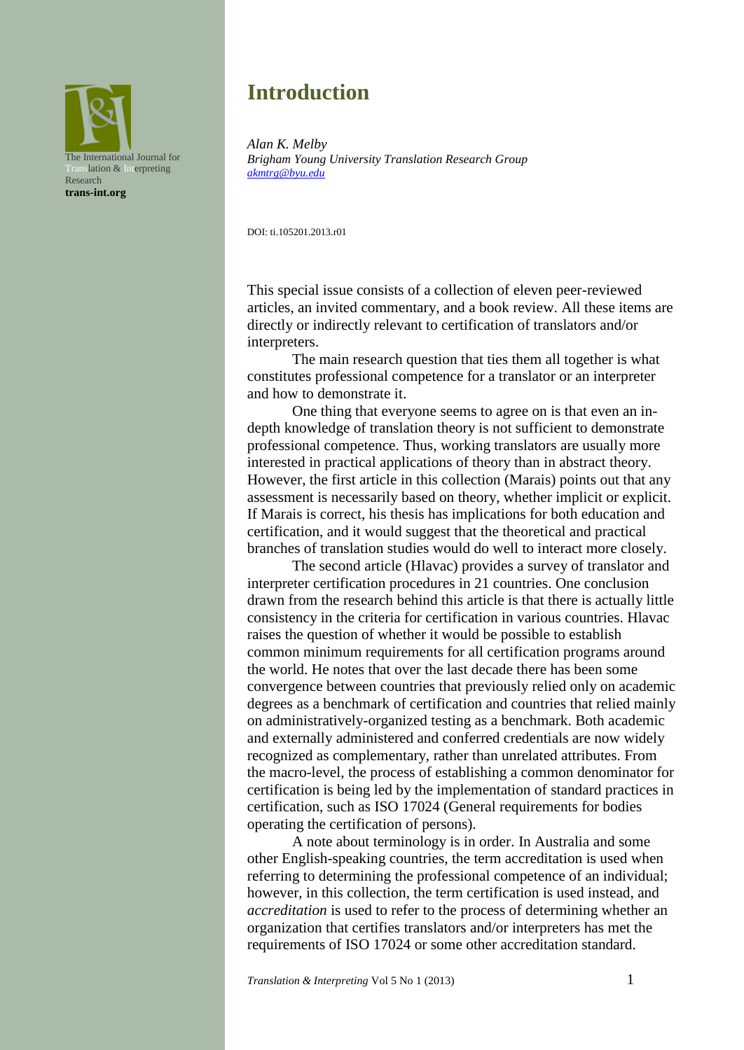# Introduction

*Alan K. Melby*
*Brigham Young University Translation Research Group*
*akmtrg@byu.edu*

DOI: ti.105201.2013.r01

This special issue consists of a collection of eleven peer-reviewed articles, an invited commentary, and a book review. All these items are directly or indirectly relevant to certification of translators and/or interpreters.

The main research question that ties them all together is what constitutes professional competence for a translator or an interpreter and how to demonstrate it.

One thing that everyone seems to agree on is that even an in-depth knowledge of translation theory is not sufficient to demonstrate professional competence. Thus, working translators are usually more interested in practical applications of theory than in abstract theory. However, the first article in this collection (Marais) points out that any assessment is necessarily based on theory, whether implicit or explicit. If Marais is correct, his thesis has implications for both education and certification, and it would suggest that the theoretical and practical branches of translation studies would do well to interact more closely.

The second article (Hlavac) provides a survey of translator and interpreter certification procedures in 21 countries. One conclusion drawn from the research behind this article is that there is actually little consistency in the criteria for certification in various countries. Hlavac raises the question of whether it would be possible to establish common minimum requirements for all certification programs around the world. He notes that over the last decade there has been some convergence between countries that previously relied only on academic degrees as a benchmark of certification and countries that relied mainly on administratively-organized testing as a benchmark. Both academic and externally administered and conferred credentials are now widely recognized as complementary, rather than unrelated attributes. From the macro-level, the process of establishing a common denominator for certification is being led by the implementation of standard practices in certification, such as ISO 17024 (General requirements for bodies operating the certification of persons).

A note about terminology is in order. In Australia and some other English-speaking countries, the term accreditation is used when referring to determining the professional competence of an individual; however, in this collection, the term certification is used instead, and *accreditation* is used to refer to the process of determining whether an organization that certifies translators and/or interpreters has met the requirements of ISO 17024 or some other accreditation standard.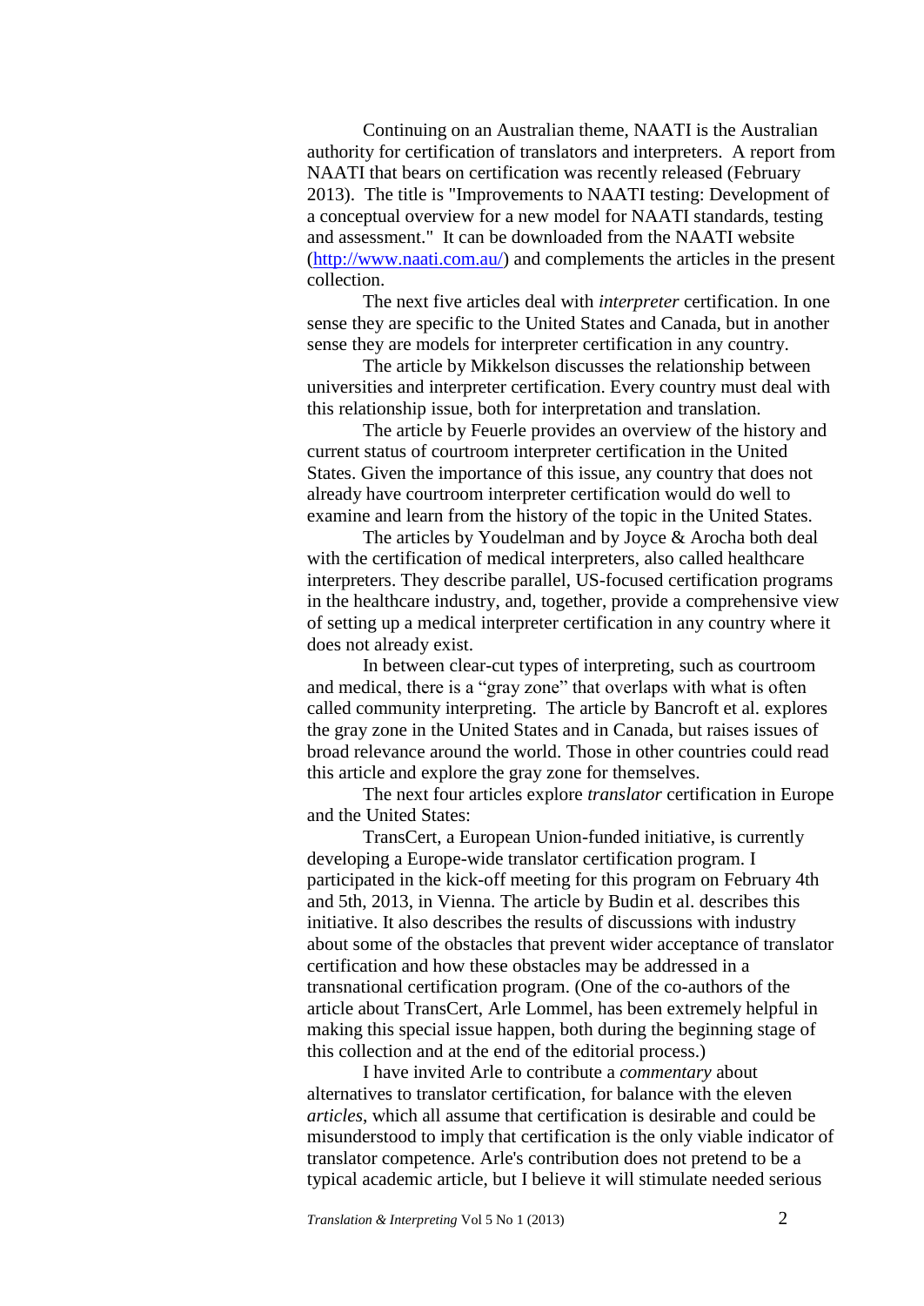Continuing on an Australian theme, NAATI is the Australian authority for certification of translators and interpreters. A report from NAATI that bears on certification was recently released (February 2013). The title is "Improvements to NAATI testing: Development of a conceptual overview for a new model for NAATI standards, testing and assessment." It can be downloaded from the NAATI website (http://www.naati.com.au/) and complements the articles in the present collection.

The next five articles deal with *interpreter* certification. In one sense they are specific to the United States and Canada, but in another sense they are models for interpreter certification in any country.

The article by Mikkelson discusses the relationship between universities and interpreter certification. Every country must deal with this relationship issue, both for interpretation and translation.

The article by Feuerle provides an overview of the history and current status of courtroom interpreter certification in the United States. Given the importance of this issue, any country that does not already have courtroom interpreter certification would do well to examine and learn from the history of the topic in the United States.

The articles by Youdelman and by Joyce & Arocha both deal with the certification of medical interpreters, also called healthcare interpreters. They describe parallel, US-focused certification programs in the healthcare industry, and, together, provide a comprehensive view of setting up a medical interpreter certification in any country where it does not already exist.

In between clear-cut types of interpreting, such as courtroom and medical, there is a "gray zone" that overlaps with what is often called community interpreting. The article by Bancroft et al. explores the gray zone in the United States and in Canada, but raises issues of broad relevance around the world. Those in other countries could read this article and explore the gray zone for themselves.

The next four articles explore *translator* certification in Europe and the United States:

TransCert, a European Union-funded initiative, is currently developing a Europe-wide translator certification program. I participated in the kick-off meeting for this program on February 4th and 5th, 2013, in Vienna. The article by Budin et al. describes this initiative. It also describes the results of discussions with industry about some of the obstacles that prevent wider acceptance of translator certification and how these obstacles may be addressed in a transnational certification program. (One of the co-authors of the article about TransCert, Arle Lommel, has been extremely helpful in making this special issue happen, both during the beginning stage of this collection and at the end of the editorial process.)

I have invited Arle to contribute a *commentary* about alternatives to translator certification, for balance with the eleven *articles*, which all assume that certification is desirable and could be misunderstood to imply that certification is the only viable indicator of translator competence. Arle's contribution does not pretend to be a typical academic article, but I believe it will stimulate needed serious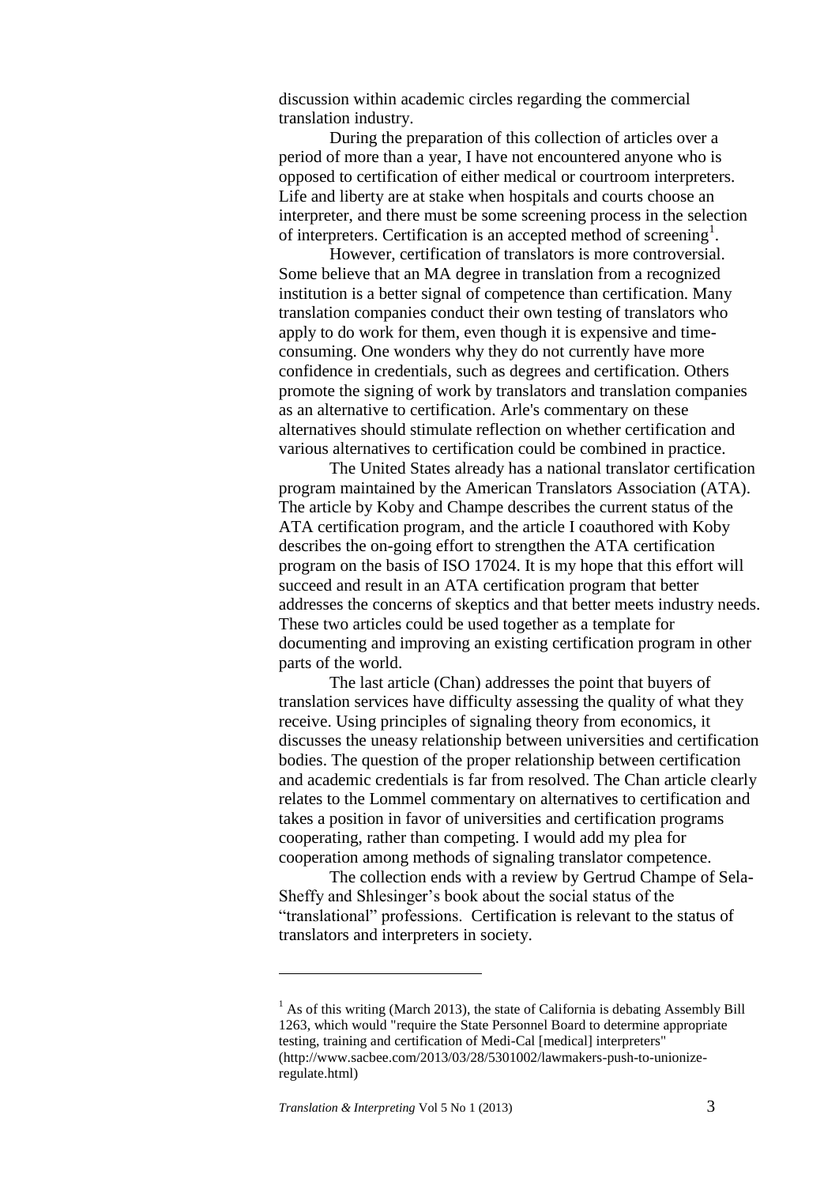discussion within academic circles regarding the commercial translation industry.

During the preparation of this collection of articles over a period of more than a year, I have not encountered anyone who is opposed to certification of either medical or courtroom interpreters. Life and liberty are at stake when hospitals and courts choose an interpreter, and there must be some screening process in the selection of interpreters. Certification is an accepted method of screening[1].

However, certification of translators is more controversial. Some believe that an MA degree in translation from a recognized institution is a better signal of competence than certification. Many translation companies conduct their own testing of translators who apply to do work for them, even though it is expensive and time-consuming. One wonders why they do not currently have more confidence in credentials, such as degrees and certification. Others promote the signing of work by translators and translation companies as an alternative to certification. Arle's commentary on these alternatives should stimulate reflection on whether certification and various alternatives to certification could be combined in practice.

The United States already has a national translator certification program maintained by the American Translators Association (ATA). The article by Koby and Champe describes the current status of the ATA certification program, and the article I coauthored with Koby describes the on-going effort to strengthen the ATA certification program on the basis of ISO 17024. It is my hope that this effort will succeed and result in an ATA certification program that better addresses the concerns of skeptics and that better meets industry needs. These two articles could be used together as a template for documenting and improving an existing certification program in other parts of the world.

The last article (Chan) addresses the point that buyers of translation services have difficulty assessing the quality of what they receive. Using principles of signaling theory from economics, it discusses the uneasy relationship between universities and certification bodies. The question of the proper relationship between certification and academic credentials is far from resolved. The Chan article clearly relates to the Lommel commentary on alternatives to certification and takes a position in favor of universities and certification programs cooperating, rather than competing. I would add my plea for cooperation among methods of signaling translator competence.

The collection ends with a review by Gertrud Champe of Sela-Sheffy and Shlesinger's book about the social status of the "translational" professions. Certification is relevant to the status of translators and interpreters in society.

---

[1] As of this writing (March 2013), the state of California is debating Assembly Bill 1263, which would "require the State Personnel Board to determine appropriate testing, training and certification of Medi-Cal [medical] interpreters" (http://www.sacbee.com/2013/03/28/5301002/lawmakers-push-to-unionize-regulate.html)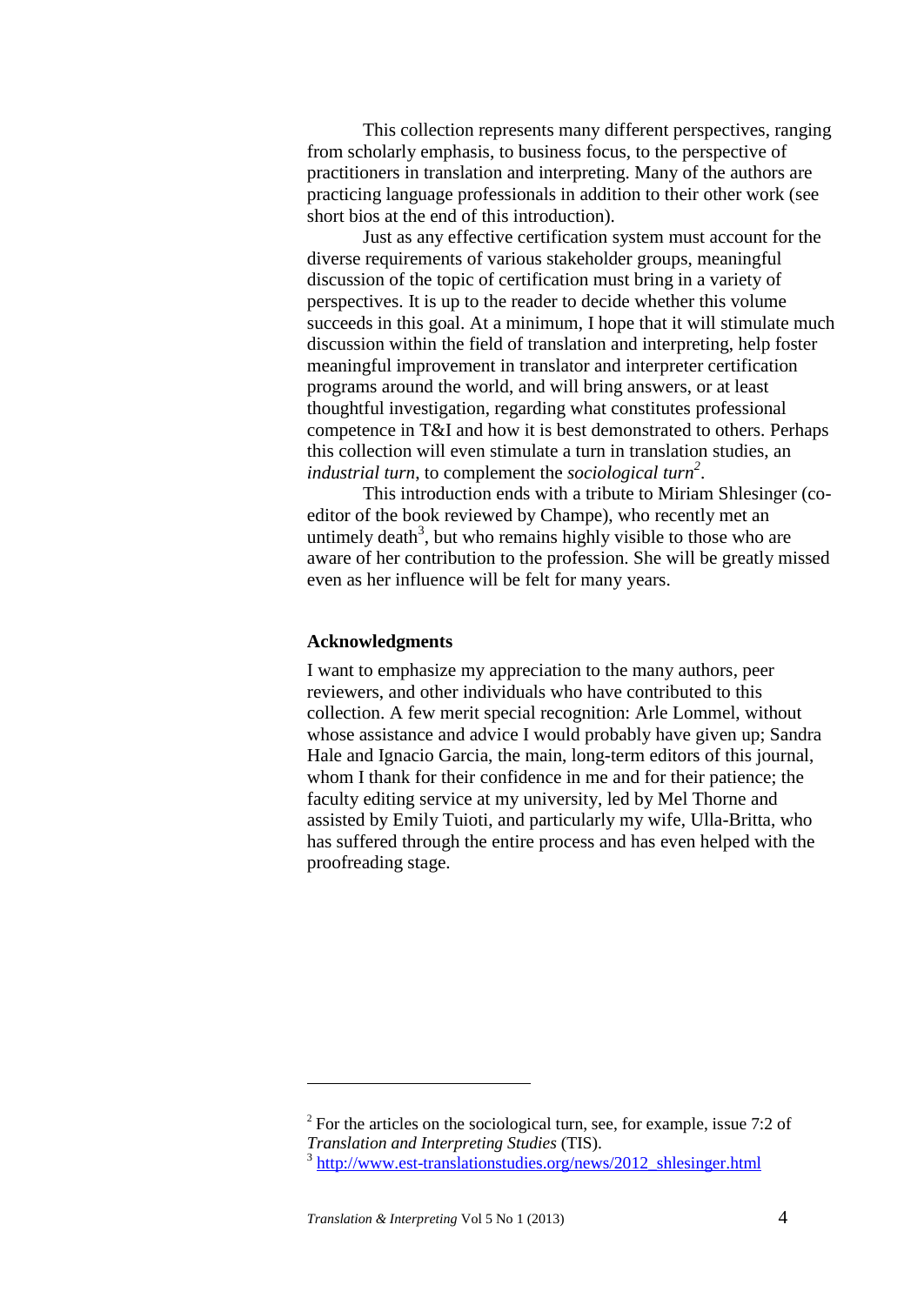This collection represents many different perspectives, ranging from scholarly emphasis, to business focus, to the perspective of practitioners in translation and interpreting. Many of the authors are practicing language professionals in addition to their other work (see short bios at the end of this introduction).

Just as any effective certification system must account for the diverse requirements of various stakeholder groups, meaningful discussion of the topic of certification must bring in a variety of perspectives. It is up to the reader to decide whether this volume succeeds in this goal. At a minimum, I hope that it will stimulate much discussion within the field of translation and interpreting, help foster meaningful improvement in translator and interpreter certification programs around the world, and will bring answers, or at least thoughtful investigation, regarding what constitutes professional competence in T&I and how it is best demonstrated to others. Perhaps this collection will even stimulate a turn in translation studies, an *industrial turn*, to complement the *sociological turn*[2].

This introduction ends with a tribute to Miriam Shlesinger (co-editor of the book reviewed by Champe), who recently met an untimely death[3], but who remains highly visible to those who are aware of her contribution to the profession. She will be greatly missed even as her influence will be felt for many years.

## Acknowledgments

I want to emphasize my appreciation to the many authors, peer reviewers, and other individuals who have contributed to this collection. A few merit special recognition: Arle Lommel, without whose assistance and advice I would probably have given up; Sandra Hale and Ignacio Garcia, the main, long-term editors of this journal, whom I thank for their confidence in me and for their patience; the faculty editing service at my university, led by Mel Thorne and assisted by Emily Tuioti, and particularly my wife, Ulla-Britta, who has suffered through the entire process and has even helped with the proofreading stage.

---

[2] For the articles on the sociological turn, see, for example, issue 7:2 of *Translation and Interpreting Studies* (TIS).

[3] http://www.est-translationstudies.org/news/2012_shlesinger.html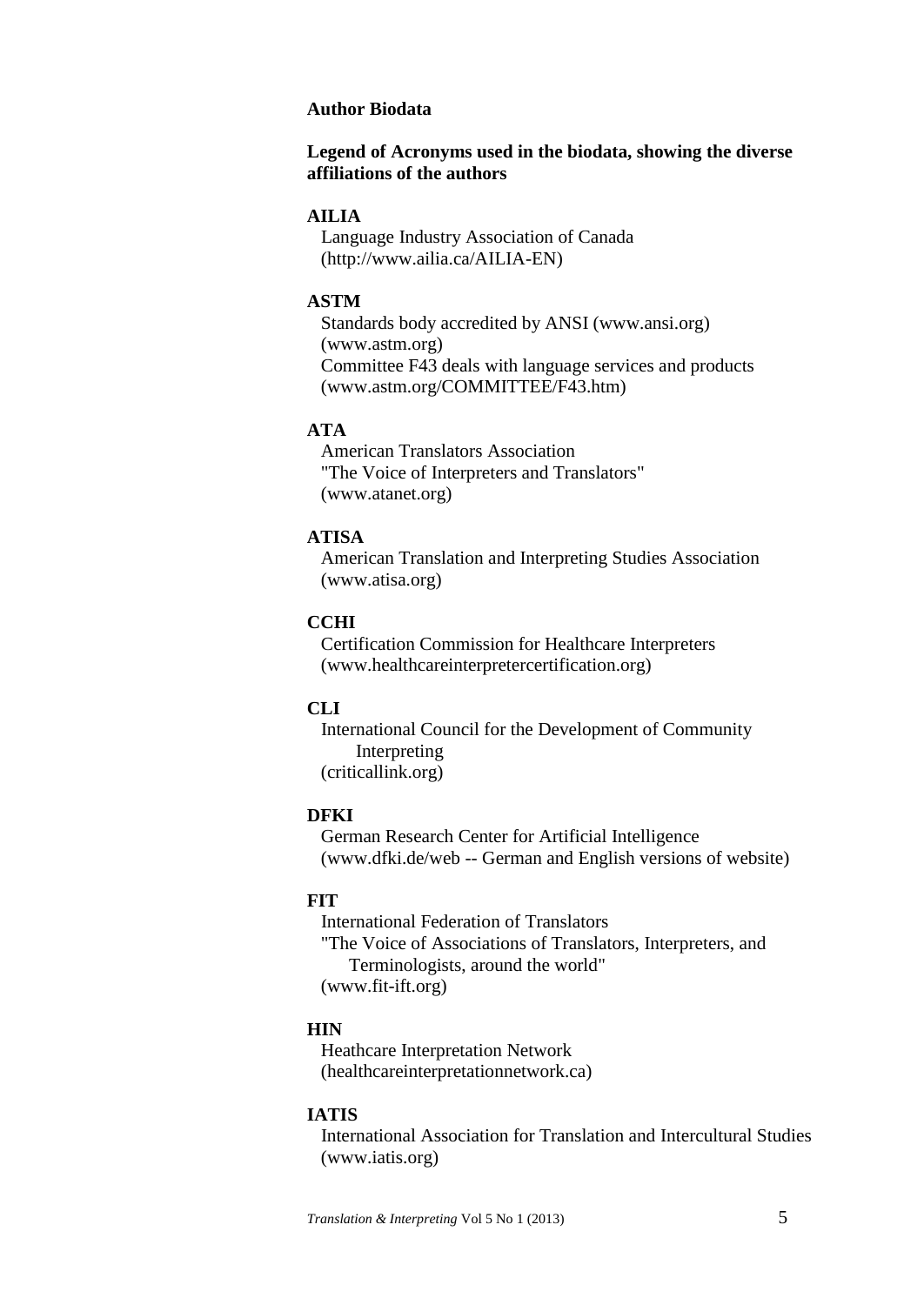**Author Biodata**

**Legend of Acronyms used in the biodata, showing the diverse affiliations of the authors**

**AILIA**
Language Industry Association of Canada
(http://www.ailia.ca/AILIA-EN)

**ASTM**
Standards body accredited by ANSI (www.ansi.org)
(www.astm.org)
Committee F43 deals with language services and products
(www.astm.org/COMMITTEE/F43.htm)

**ATA**
American Translators Association
"The Voice of Interpreters and Translators"
(www.atanet.org)

**ATISA**
American Translation and Interpreting Studies Association
(www.atisa.org)

**CCHI**
Certification Commission for Healthcare Interpreters
(www.healthcareinterpretercertification.org)

**CLI**
International Council for the Development of Community Interpreting
(criticallink.org)

**DFKI**
German Research Center for Artificial Intelligence
(www.dfki.de/web -- German and English versions of website)

**FIT**
International Federation of Translators
"The Voice of Associations of Translators, Interpreters, and Terminologists, around the world"
(www.fit-ift.org)

**HIN**
Heathcare Interpretation Network
(healthcareinterpretationnetwork.ca)

**IATIS**
International Association for Translation and Intercultural Studies
(www.iatis.org)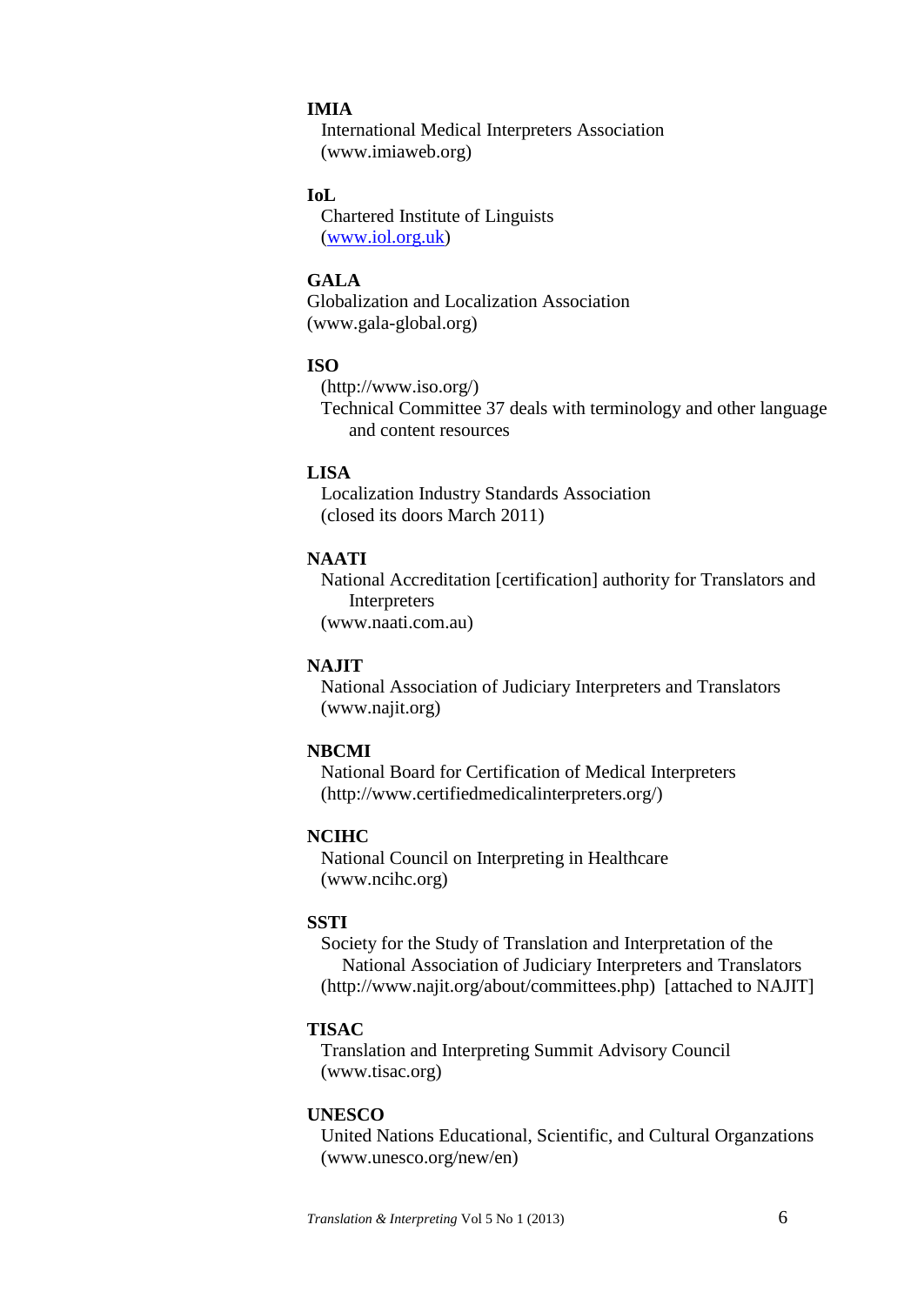**IMIA**
International Medical Interpreters Association
(www.imiaweb.org)

**IoL**
Chartered Institute of Linguists
(www.iol.org.uk)

**GALA**
Globalization and Localization Association
(www.gala-global.org)

**ISO**
(http://www.iso.org/)
Technical Committee 37 deals with terminology and other language and content resources

**LISA**
Localization Industry Standards Association
(closed its doors March 2011)

**NAATI**
National Accreditation [certification] authority for Translators and Interpreters
(www.naati.com.au)

**NAJIT**
National Association of Judiciary Interpreters and Translators
(www.najit.org)

**NBCMI**
National Board for Certification of Medical Interpreters
(http://www.certifiedmedicalinterpreters.org/)

**NCIHC**
National Council on Interpreting in Healthcare
(www.ncihc.org)

**SSTI**
Society for the Study of Translation and Interpretation of the National Association of Judiciary Interpreters and Translators
(http://www.najit.org/about/committees.php) [attached to NAJIT]

**TISAC**
Translation and Interpreting Summit Advisory Council
(www.tisac.org)

**UNESCO**
United Nations Educational, Scientific, and Cultural Organzations
(www.unesco.org/new/en)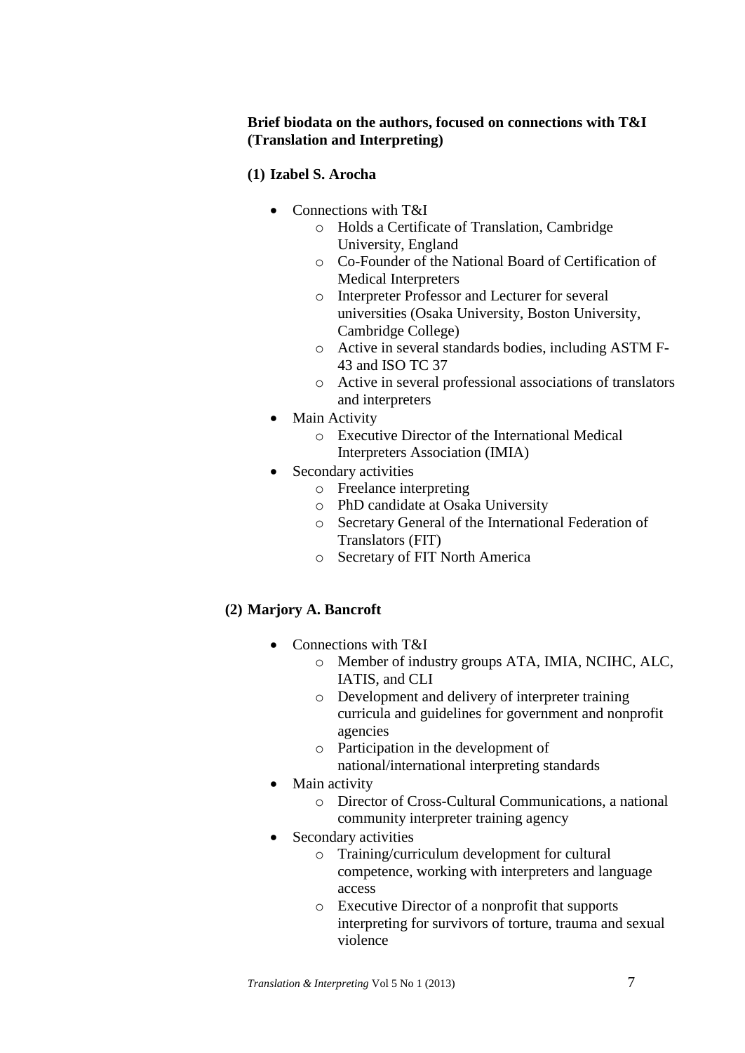**Brief biodata on the authors, focused on connections with T&I (Translation and Interpreting)**

**(1) Izabel S. Arocha**

- Connections with T&I
  - Holds a Certificate of Translation, Cambridge University, England
  - Co-Founder of the National Board of Certification of Medical Interpreters
  - Interpreter Professor and Lecturer for several universities (Osaka University, Boston University, Cambridge College)
  - Active in several standards bodies, including ASTM F-43 and ISO TC 37
  - Active in several professional associations of translators and interpreters
- Main Activity
  - Executive Director of the International Medical Interpreters Association (IMIA)
- Secondary activities
  - Freelance interpreting
  - PhD candidate at Osaka University
  - Secretary General of the International Federation of Translators (FIT)
  - Secretary of FIT North America

**(2) Marjory A. Bancroft**

- Connections with T&I
  - Member of industry groups ATA, IMIA, NCIHC, ALC, IATIS, and CLI
  - Development and delivery of interpreter training curricula and guidelines for government and nonprofit agencies
  - Participation in the development of national/international interpreting standards
- Main activity
  - Director of Cross-Cultural Communications, a national community interpreter training agency
- Secondary activities
  - Training/curriculum development for cultural competence, working with interpreters and language access
  - Executive Director of a nonprofit that supports interpreting for survivors of torture, trauma and sexual violence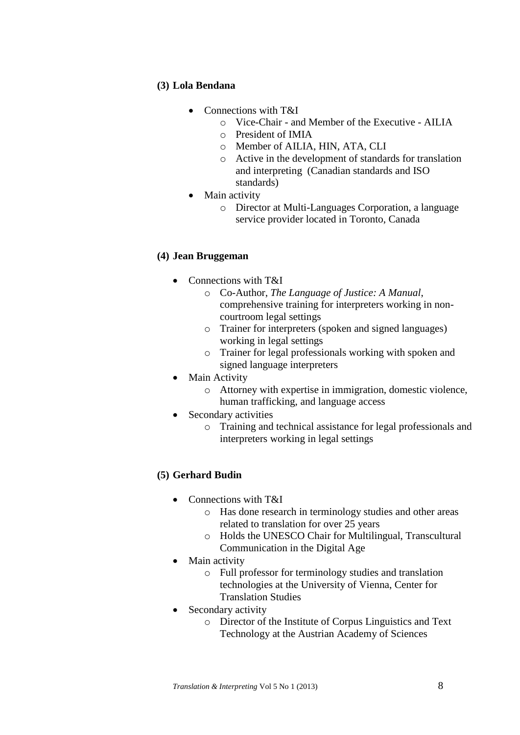**(3) Lola Bendana**

- Connections with T&I
    - Vice-Chair - and Member of the Executive - AILIA
    - President of IMIA
    - Member of AILIA, HIN, ATA, CLI
    - Active in the development of standards for translation and interpreting (Canadian standards and ISO standards)
- Main activity
    - Director at Multi-Languages Corporation, a language service provider located in Toronto, Canada

**(4) Jean Bruggeman**

- Connections with T&I
    - Co-Author, *The Language of Justice: A Manual*, comprehensive training for interpreters working in non-courtroom legal settings
    - Trainer for interpreters (spoken and signed languages) working in legal settings
    - Trainer for legal professionals working with spoken and signed language interpreters
- Main Activity
    - Attorney with expertise in immigration, domestic violence, human trafficking, and language access
- Secondary activities
    - Training and technical assistance for legal professionals and interpreters working in legal settings

**(5) Gerhard Budin**

- Connections with T&I
    - Has done research in terminology studies and other areas related to translation for over 25 years
    - Holds the UNESCO Chair for Multilingual, Transcultural Communication in the Digital Age
- Main activity
    - Full professor for terminology studies and translation technologies at the University of Vienna, Center for Translation Studies
- Secondary activity
    - Director of the Institute of Corpus Linguistics and Text Technology at the Austrian Academy of Sciences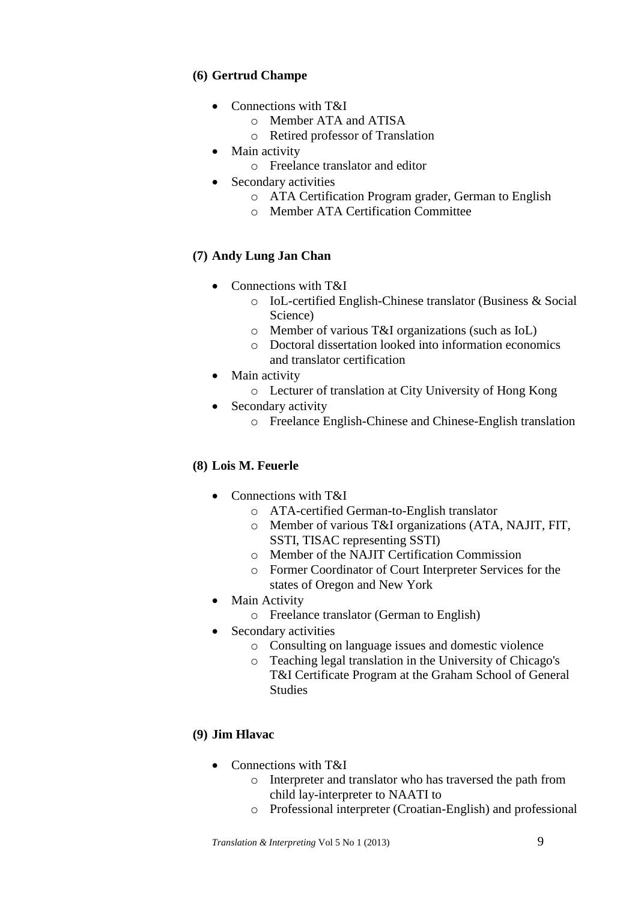**(6) Gertrud Champe**

- Connections with T&I
  - Member ATA and ATISA
  - Retired professor of Translation
- Main activity
  - Freelance translator and editor
- Secondary activities
  - ATA Certification Program grader, German to English
  - Member ATA Certification Committee

**(7) Andy Lung Jan Chan**

- Connections with T&I
  - IoL-certified English-Chinese translator (Business & Social Science)
  - Member of various T&I organizations (such as IoL)
  - Doctoral dissertation looked into information economics and translator certification
- Main activity
  - Lecturer of translation at City University of Hong Kong
- Secondary activity
  - Freelance English-Chinese and Chinese-English translation

**(8) Lois M. Feuerle**

- Connections with T&I
  - ATA-certified German-to-English translator
  - Member of various T&I organizations (ATA, NAJIT, FIT, SSTI, TISAC representing SSTI)
  - Member of the NAJIT Certification Commission
  - Former Coordinator of Court Interpreter Services for the states of Oregon and New York
- Main Activity
  - Freelance translator (German to English)
- Secondary activities
  - Consulting on language issues and domestic violence
  - Teaching legal translation in the University of Chicago's T&I Certificate Program at the Graham School of General Studies

**(9) Jim Hlavac**

- Connections with T&I
  - Interpreter and translator who has traversed the path from child lay-interpreter to NAATI to
  - Professional interpreter (Croatian-English) and professional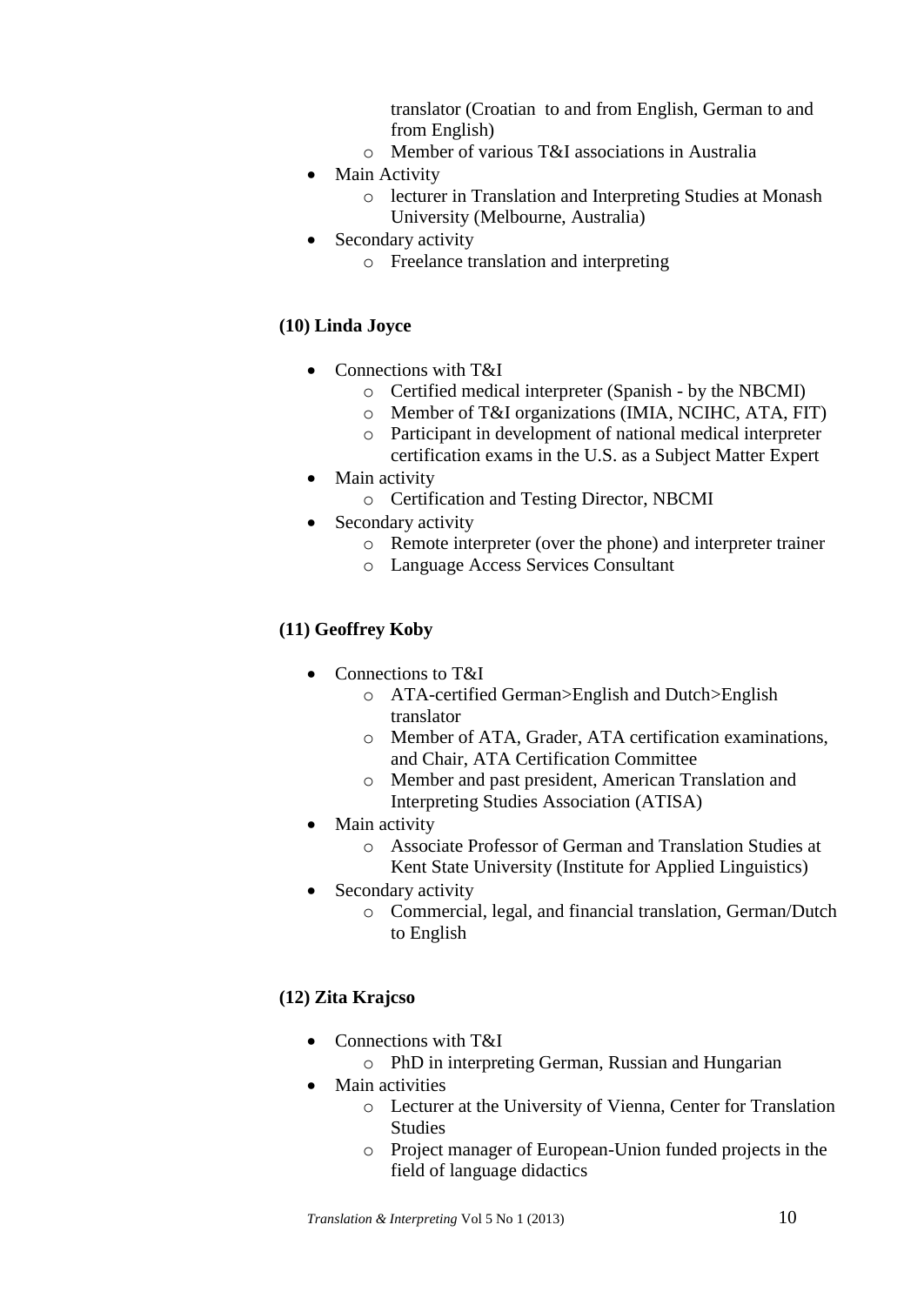- translator (Croatian to and from English, German to and from English)
  - Member of various T&I associations in Australia
- Main Activity
  - lecturer in Translation and Interpreting Studies at Monash University (Melbourne, Australia)
- Secondary activity
  - Freelance translation and interpreting

**(10) Linda Joyce**

- Connections with T&I
  - Certified medical interpreter (Spanish - by the NBCMI)
  - Member of T&I organizations (IMIA, NCIHC, ATA, FIT)
  - Participant in development of national medical interpreter certification exams in the U.S. as a Subject Matter Expert
- Main activity
  - Certification and Testing Director, NBCMI
- Secondary activity
  - Remote interpreter (over the phone) and interpreter trainer
  - Language Access Services Consultant

**(11) Geoffrey Koby**

- Connections to T&I
  - ATA-certified German>English and Dutch>English translator
  - Member of ATA, Grader, ATA certification examinations, and Chair, ATA Certification Committee
  - Member and past president, American Translation and Interpreting Studies Association (ATISA)
- Main activity
  - Associate Professor of German and Translation Studies at Kent State University (Institute for Applied Linguistics)
- Secondary activity
  - Commercial, legal, and financial translation, German/Dutch to English

**(12) Zita Krajcso**

- Connections with T&I
  - PhD in interpreting German, Russian and Hungarian
- Main activities
  - Lecturer at the University of Vienna, Center for Translation Studies
  - Project manager of European-Union funded projects in the field of language didactics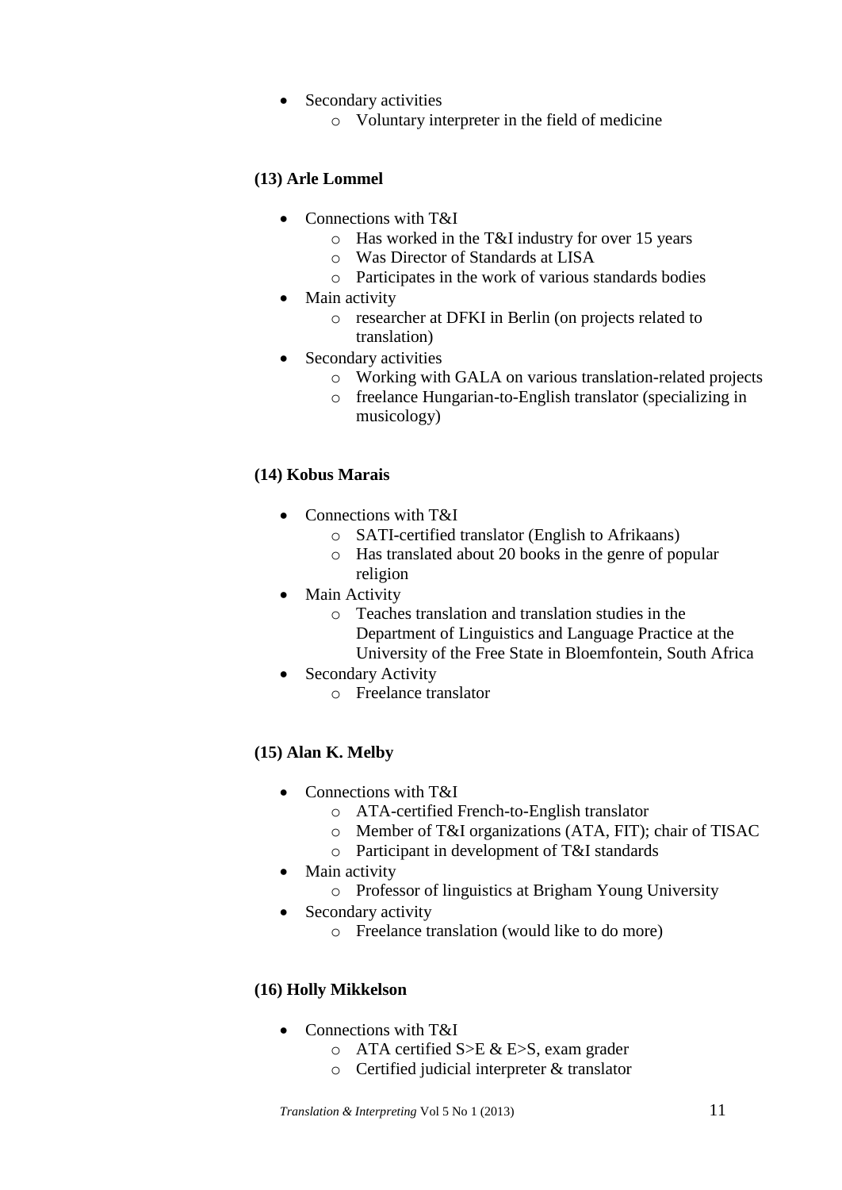- Secondary activities
    - Voluntary interpreter in the field of medicine

**(13) Arle Lommel**

- Connections with T&I
    - Has worked in the T&I industry for over 15 years
    - Was Director of Standards at LISA
    - Participates in the work of various standards bodies
- Main activity
    - researcher at DFKI in Berlin (on projects related to translation)
- Secondary activities
    - Working with GALA on various translation-related projects
    - freelance Hungarian-to-English translator (specializing in musicology)

**(14) Kobus Marais**

- Connections with T&I
    - SATI-certified translator (English to Afrikaans)
    - Has translated about 20 books in the genre of popular religion
- Main Activity
    - Teaches translation and translation studies in the Department of Linguistics and Language Practice at the University of the Free State in Bloemfontein, South Africa
- Secondary Activity
    - Freelance translator

**(15) Alan K. Melby**

- Connections with T&I
    - ATA-certified French-to-English translator
    - Member of T&I organizations (ATA, FIT); chair of TISAC
    - Participant in development of T&I standards
- Main activity
    - Professor of linguistics at Brigham Young University
- Secondary activity
    - Freelance translation (would like to do more)

**(16) Holly Mikkelson**

- Connections with T&I
    - ATA certified S>E & E>S, exam grader
    - Certified judicial interpreter & translator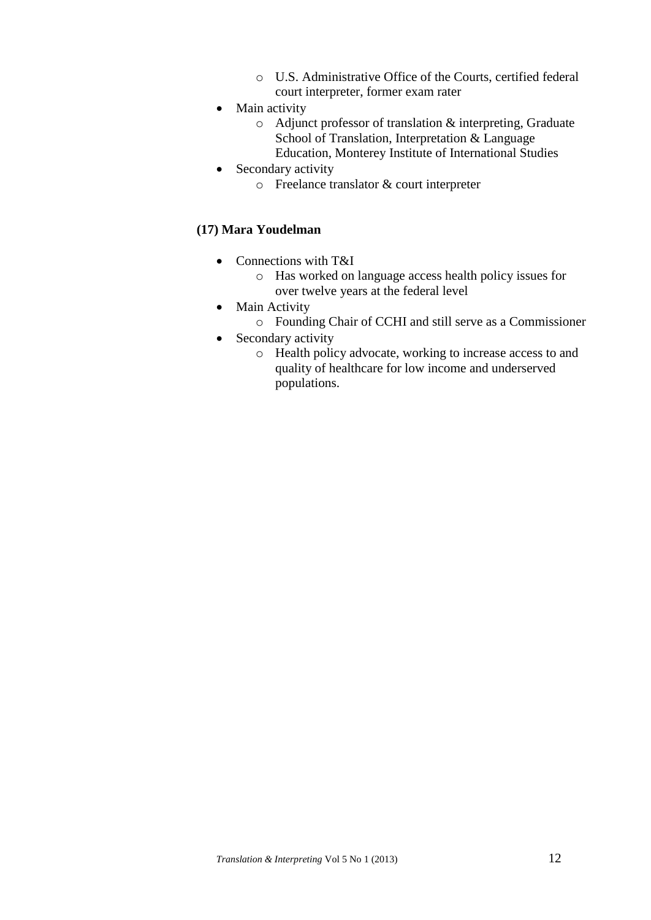- U.S. Administrative Office of the Courts, certified federal court interpreter, former exam rater
- Main activity
  - Adjunct professor of translation & interpreting, Graduate School of Translation, Interpretation & Language Education, Monterey Institute of International Studies
- Secondary activity
  - Freelance translator & court interpreter

**(17) Mara Youdelman**

- Connections with T&I
  - Has worked on language access health policy issues for over twelve years at the federal level
- Main Activity
  - Founding Chair of CCHI and still serve as a Commissioner
- Secondary activity
  - Health policy advocate, working to increase access to and quality of healthcare for low income and underserved populations.